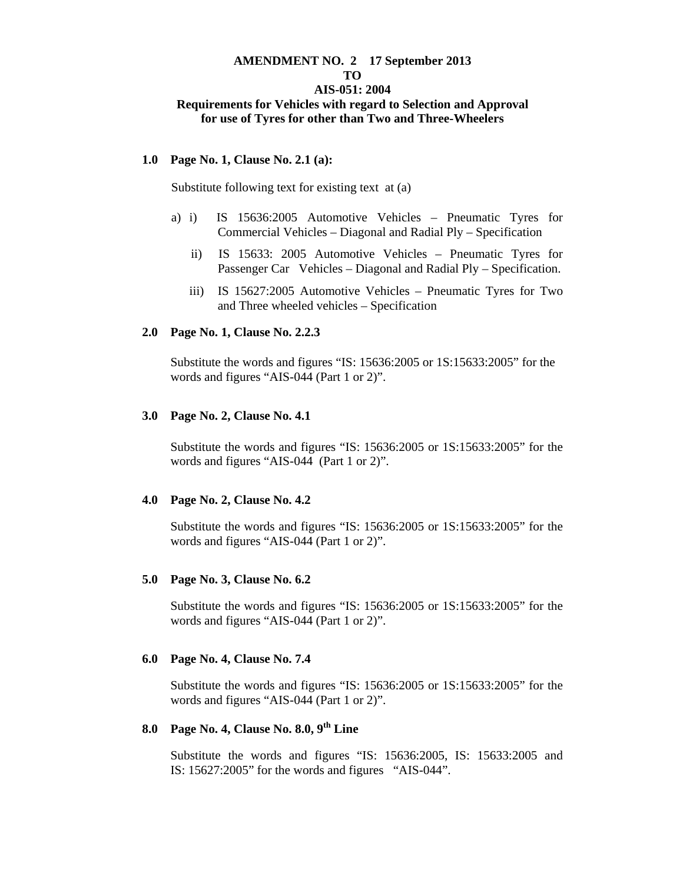**AMENDMENT NO. 2 17 September 2013**
**TO**
**AIS-051: 2004**
**Requirements for Vehicles with regard to Selection and Approval for use of Tyres for other than Two and Three-Wheelers**

**1.0 Page No. 1, Clause No. 2.1 (a):**

Substitute following text for existing text at (a)

a) i) IS 15636:2005 Automotive Vehicles – Pneumatic Tyres for Commercial Vehicles – Diagonal and Radial Ply – Specification

ii) IS 15633: 2005 Automotive Vehicles – Pneumatic Tyres for Passenger Car Vehicles – Diagonal and Radial Ply – Specification.

iii) IS 15627:2005 Automotive Vehicles – Pneumatic Tyres for Two and Three wheeled vehicles – Specification

**2.0 Page No. 1, Clause No. 2.2.3**

Substitute the words and figures "IS: 15636:2005 or 1S:15633:2005" for the words and figures "AIS-044 (Part 1 or 2)".

**3.0 Page No. 2, Clause No. 4.1**

Substitute the words and figures "IS: 15636:2005 or 1S:15633:2005" for the words and figures "AIS-044 (Part 1 or 2)".

**4.0 Page No. 2, Clause No. 4.2**

Substitute the words and figures "IS: 15636:2005 or 1S:15633:2005" for the words and figures "AIS-044 (Part 1 or 2)".

**5.0 Page No. 3, Clause No. 6.2**

Substitute the words and figures "IS: 15636:2005 or 1S:15633:2005" for the words and figures "AIS-044 (Part 1 or 2)".

**6.0 Page No. 4, Clause No. 7.4**

Substitute the words and figures "IS: 15636:2005 or 1S:15633:2005" for the words and figures "AIS-044 (Part 1 or 2)".

**8.0 Page No. 4, Clause No. 8.0, 9th Line**

Substitute the words and figures "IS: 15636:2005, IS: 15633:2005 and IS: 15627:2005" for the words and figures "AIS-044".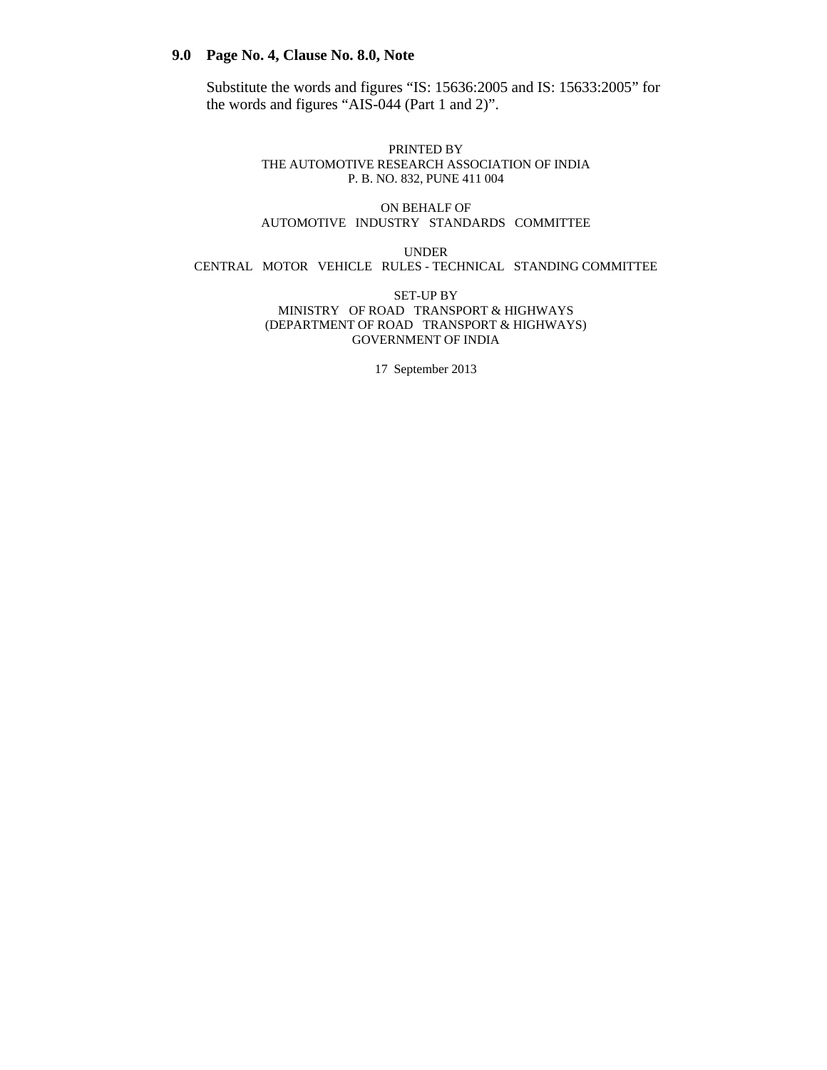**9.0 Page No. 4, Clause No. 8.0, Note**

Substitute the words and figures "IS: 15636:2005 and IS: 15633:2005" for the words and figures "AIS-044 (Part 1 and 2)".

PRINTED BY
THE AUTOMOTIVE RESEARCH ASSOCIATION OF INDIA
P. B. NO. 832, PUNE 411 004

ON BEHALF OF
AUTOMOTIVE INDUSTRY STANDARDS COMMITTEE

UNDER
CENTRAL MOTOR VEHICLE RULES - TECHNICAL STANDING COMMITTEE

SET-UP BY
MINISTRY OF ROAD TRANSPORT & HIGHWAYS
(DEPARTMENT OF ROAD TRANSPORT & HIGHWAYS)
GOVERNMENT OF INDIA

17 September 2013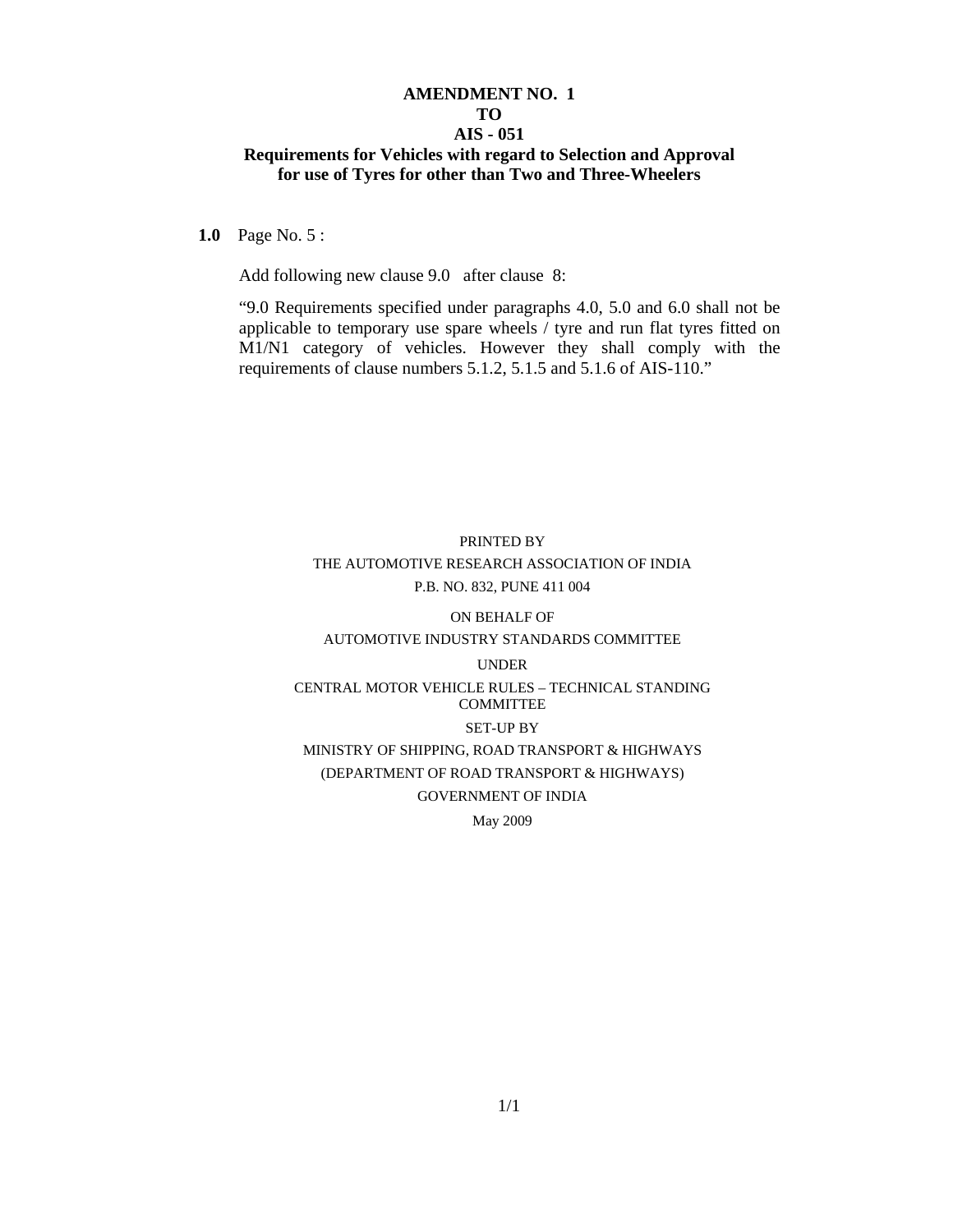# AMENDMENT NO. 1
# TO
# AIS - 051
## Requirements for Vehicles with regard to Selection and Approval for use of Tyres for other than Two and Three-Wheelers

**1.0** Page No. 5 :

Add following new clause 9.0 after clause 8:

"9.0 Requirements specified under paragraphs 4.0, 5.0 and 6.0 shall not be applicable to temporary use spare wheels / tyre and run flat tyres fitted on M1/N1 category of vehicles. However they shall comply with the requirements of clause numbers 5.1.2, 5.1.5 and 5.1.6 of AIS-110."

PRINTED BY

THE AUTOMOTIVE RESEARCH ASSOCIATION OF INDIA

P.B. NO. 832, PUNE 411 004

ON BEHALF OF

AUTOMOTIVE INDUSTRY STANDARDS COMMITTEE

UNDER

CENTRAL MOTOR VEHICLE RULES – TECHNICAL STANDING COMMITTEE

SET-UP BY

MINISTRY OF SHIPPING, ROAD TRANSPORT & HIGHWAYS

(DEPARTMENT OF ROAD TRANSPORT & HIGHWAYS)

GOVERNMENT OF INDIA

May 2009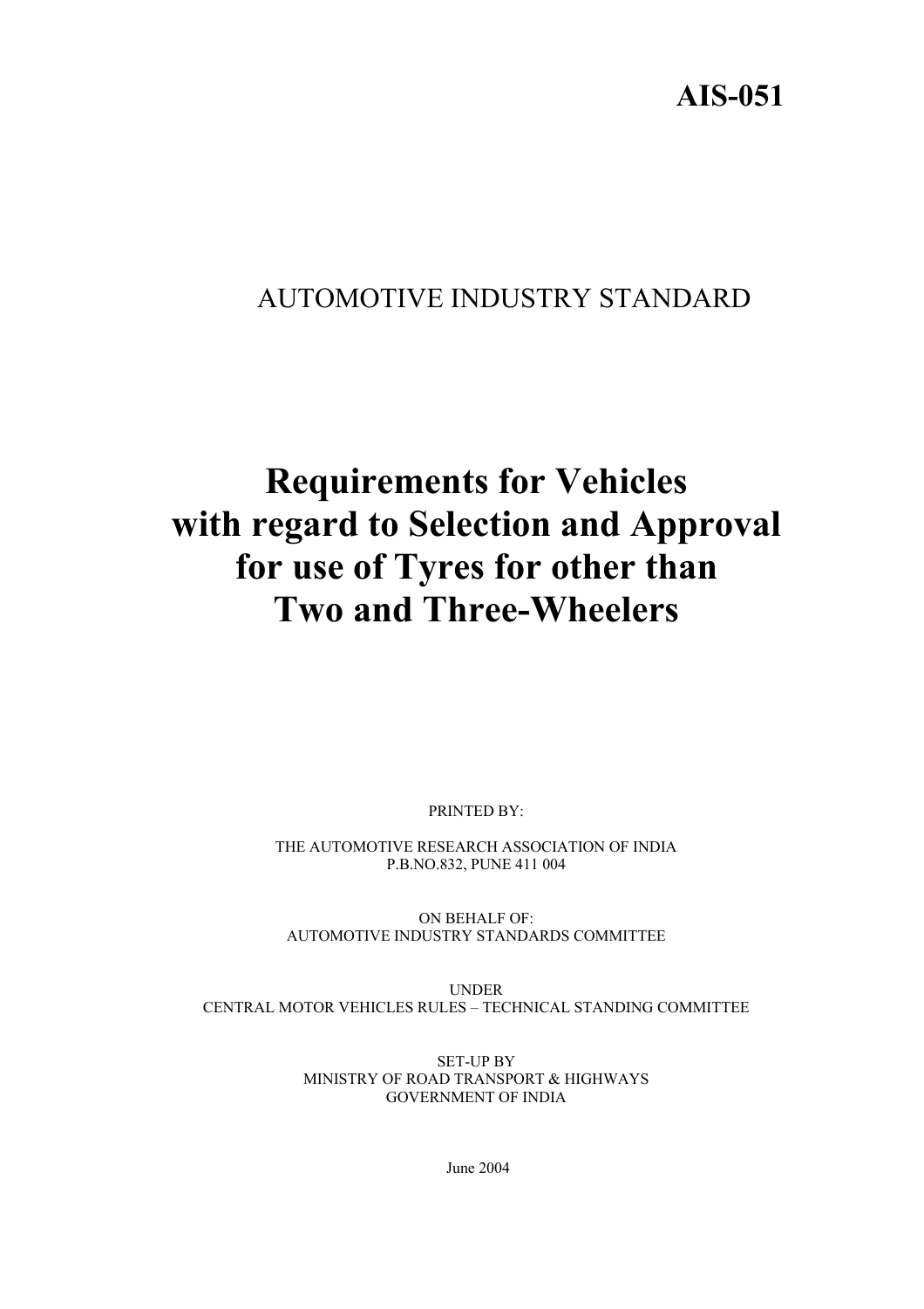**AIS-051**

AUTOMOTIVE INDUSTRY STANDARD

# Requirements for Vehicles with regard to Selection and Approval for use of Tyres for other than Two and Three-Wheelers

PRINTED BY:

THE AUTOMOTIVE RESEARCH ASSOCIATION OF INDIA
P.B.NO.832, PUNE 411 004

ON BEHALF OF:
AUTOMOTIVE INDUSTRY STANDARDS COMMITTEE

UNDER
CENTRAL MOTOR VEHICLES RULES – TECHNICAL STANDING COMMITTEE

SET-UP BY
MINISTRY OF ROAD TRANSPORT & HIGHWAYS
GOVERNMENT OF INDIA

June 2004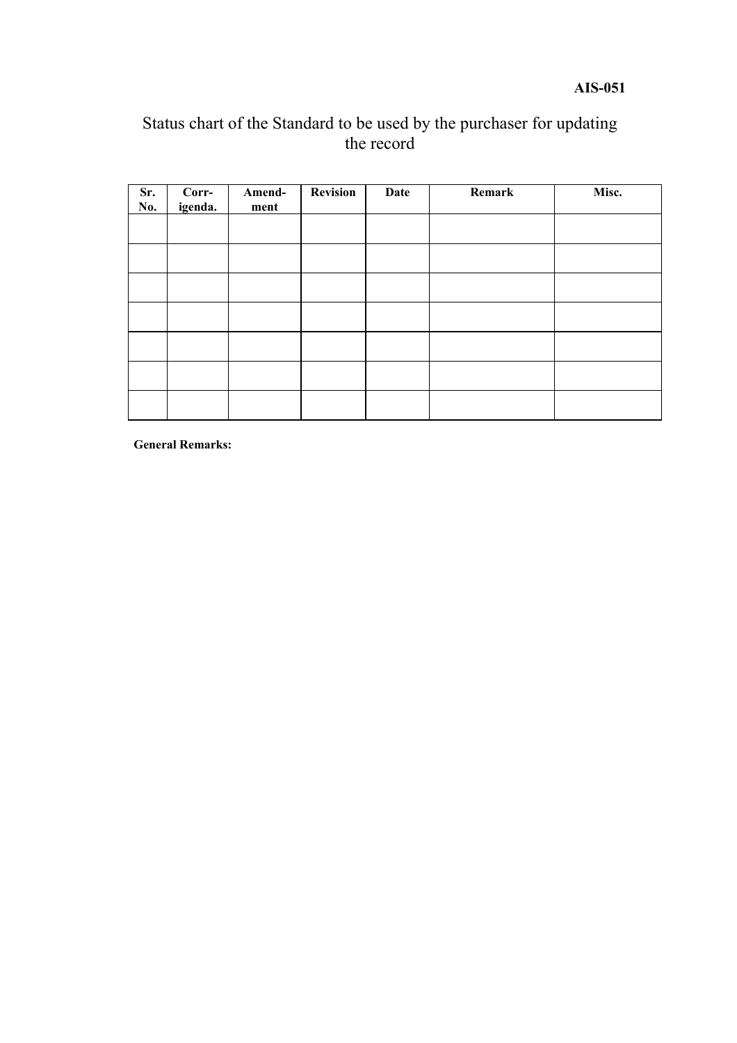Status chart of the Standard to be used by the purchaser for updating the record

| Sr. No. | Corr-igenda. | Amend-ment | Revision | Date | Remark | Misc. |
|---|---|---|---|---|---|---|
| | | | | | | |
| | | | | | | |
| | | | | | | |
| | | | | | | |
| | | | | | | |
| | | | | | | |
| | | | | | | |

**General Remarks:**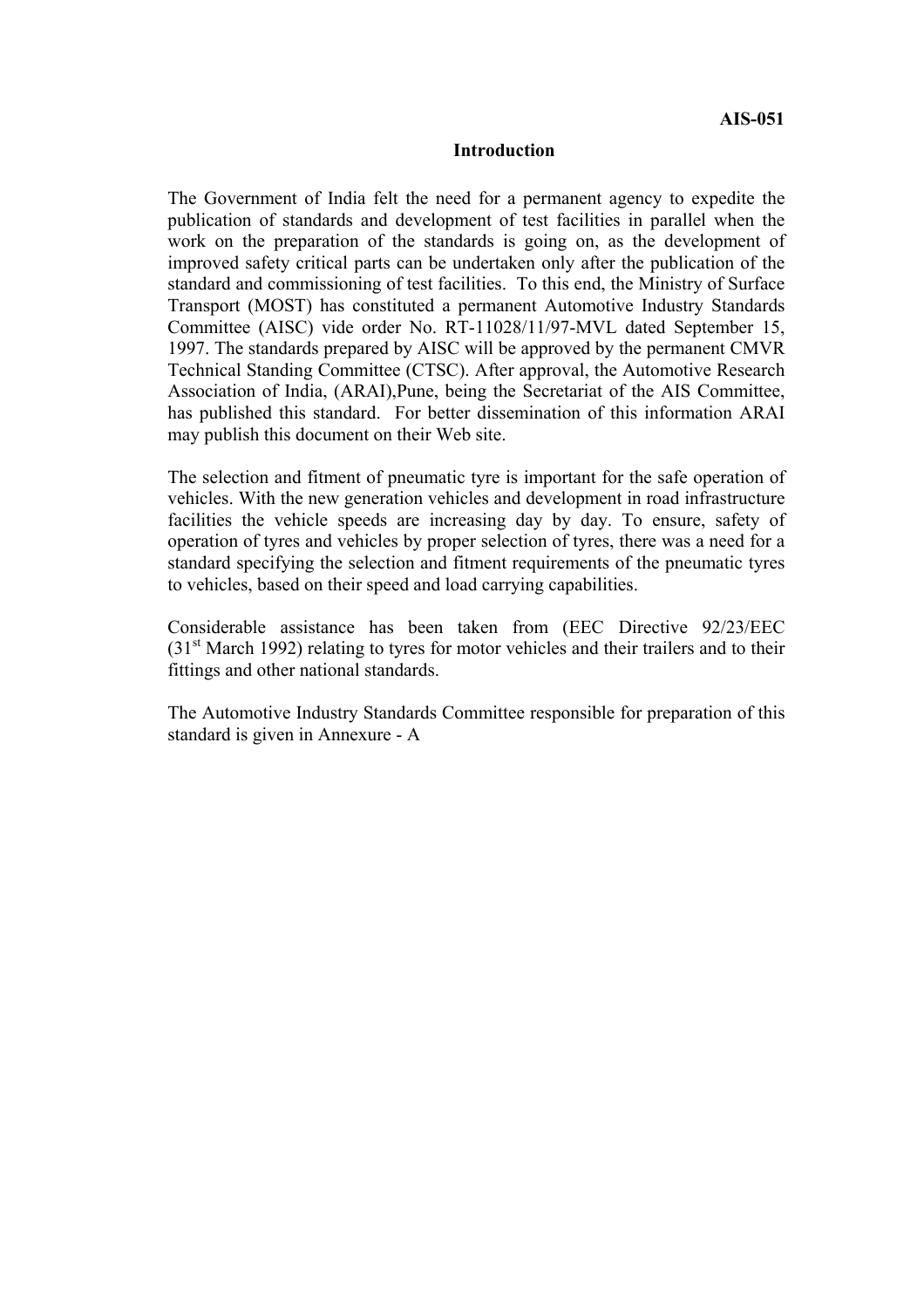## Introduction

The Government of India felt the need for a permanent agency to expedite the publication of standards and development of test facilities in parallel when the work on the preparation of the standards is going on, as the development of improved safety critical parts can be undertaken only after the publication of the standard and commissioning of test facilities. To this end, the Ministry of Surface Transport (MOST) has constituted a permanent Automotive Industry Standards Committee (AISC) vide order No. RT-11028/11/97-MVL dated September 15, 1997. The standards prepared by AISC will be approved by the permanent CMVR Technical Standing Committee (CTSC). After approval, the Automotive Research Association of India, (ARAI),Pune, being the Secretariat of the AIS Committee, has published this standard. For better dissemination of this information ARAI may publish this document on their Web site.

The selection and fitment of pneumatic tyre is important for the safe operation of vehicles. With the new generation vehicles and development in road infrastructure facilities the vehicle speeds are increasing day by day. To ensure, safety of operation of tyres and vehicles by proper selection of tyres, there was a need for a standard specifying the selection and fitment requirements of the pneumatic tyres to vehicles, based on their speed and load carrying capabilities.

Considerable assistance has been taken from (EEC Directive 92/23/EEC (31st March 1992) relating to tyres for motor vehicles and their trailers and to their fittings and other national standards.

The Automotive Industry Standards Committee responsible for preparation of this standard is given in Annexure - A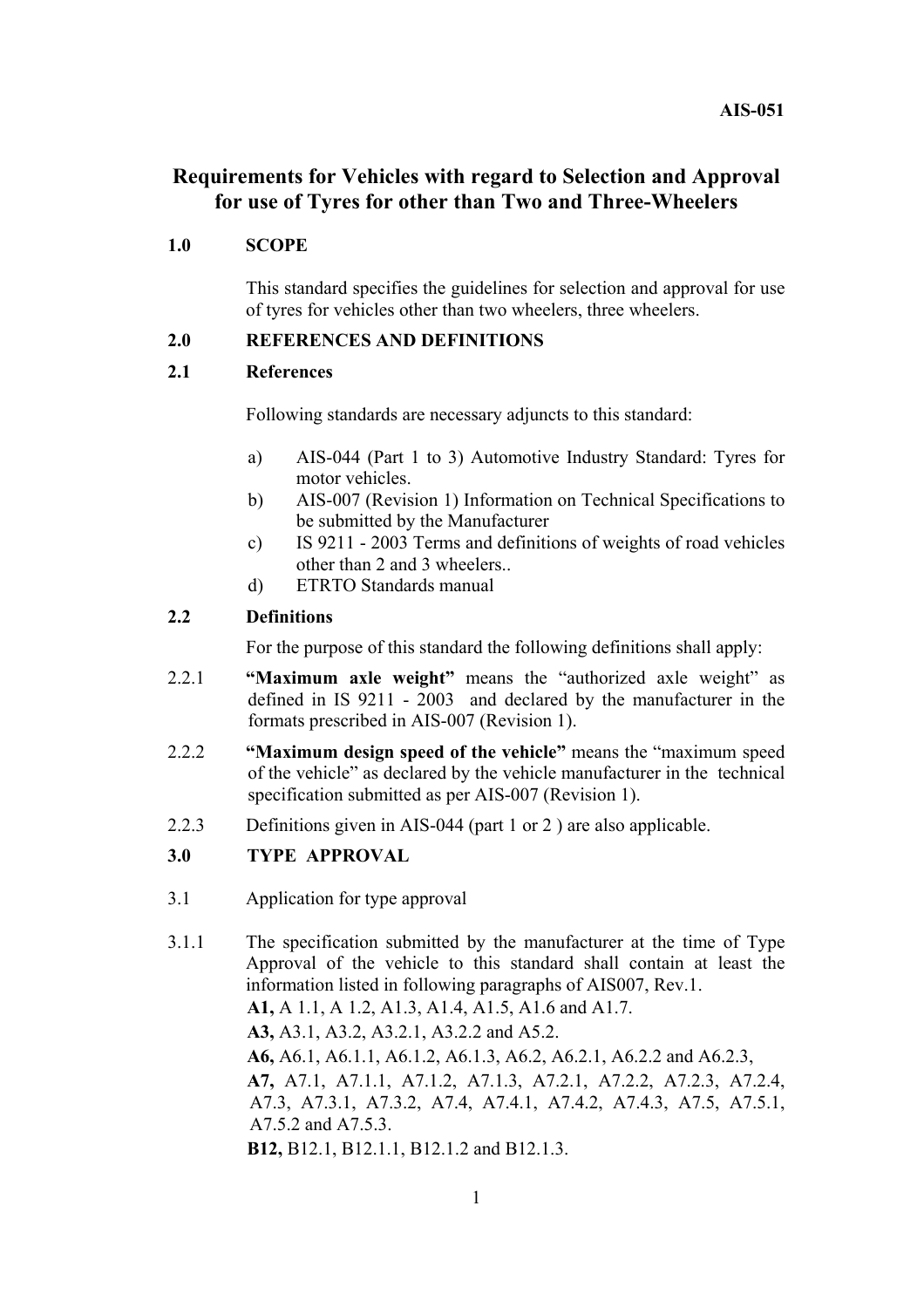# Requirements for Vehicles with regard to Selection and Approval for use of Tyres for other than Two and Three-Wheelers

## 1.0 SCOPE

This standard specifies the guidelines for selection and approval for use of tyres for vehicles other than two wheelers, three wheelers.

## 2.0 REFERENCES AND DEFINITIONS

### 2.1 References

Following standards are necessary adjuncts to this standard:

a) AIS-044 (Part 1 to 3) Automotive Industry Standard: Tyres for motor vehicles.
b) AIS-007 (Revision 1) Information on Technical Specifications to be submitted by the Manufacturer
c) IS 9211 - 2003 Terms and definitions of weights of road vehicles other than 2 and 3 wheelers..
d) ETRTO Standards manual

### 2.2 Definitions

For the purpose of this standard the following definitions shall apply:

2.2.1 **"Maximum axle weight"** means the "authorized axle weight" as defined in IS 9211 - 2003 and declared by the manufacturer in the formats prescribed in AIS-007 (Revision 1).

2.2.2 **"Maximum design speed of the vehicle"** means the "maximum speed of the vehicle" as declared by the vehicle manufacturer in the technical specification submitted as per AIS-007 (Revision 1).

2.2.3 Definitions given in AIS-044 (part 1 or 2 ) are also applicable.

## 3.0 TYPE APPROVAL

3.1 Application for type approval

3.1.1 The specification submitted by the manufacturer at the time of Type Approval of the vehicle to this standard shall contain at least the information listed in following paragraphs of AIS007, Rev.1.

**A1,** A 1.1, A 1.2, A1.3, A1.4, A1.5, A1.6 and A1.7.

**A3,** A3.1, A3.2, A3.2.1, A3.2.2 and A5.2.

**A6,** A6.1, A6.1.1, A6.1.2, A6.1.3, A6.2, A6.2.1, A6.2.2 and A6.2.3,

**A7,** A7.1, A7.1.1, A7.1.2, A7.1.3, A7.2.1, A7.2.2, A7.2.3, A7.2.4, A7.3, A7.3.1, A7.3.2, A7.4, A7.4.1, A7.4.2, A7.4.3, A7.5, A7.5.1, A7.5.2 and A7.5.3.

**B12,** B12.1, B12.1.1, B12.1.2 and B12.1.3.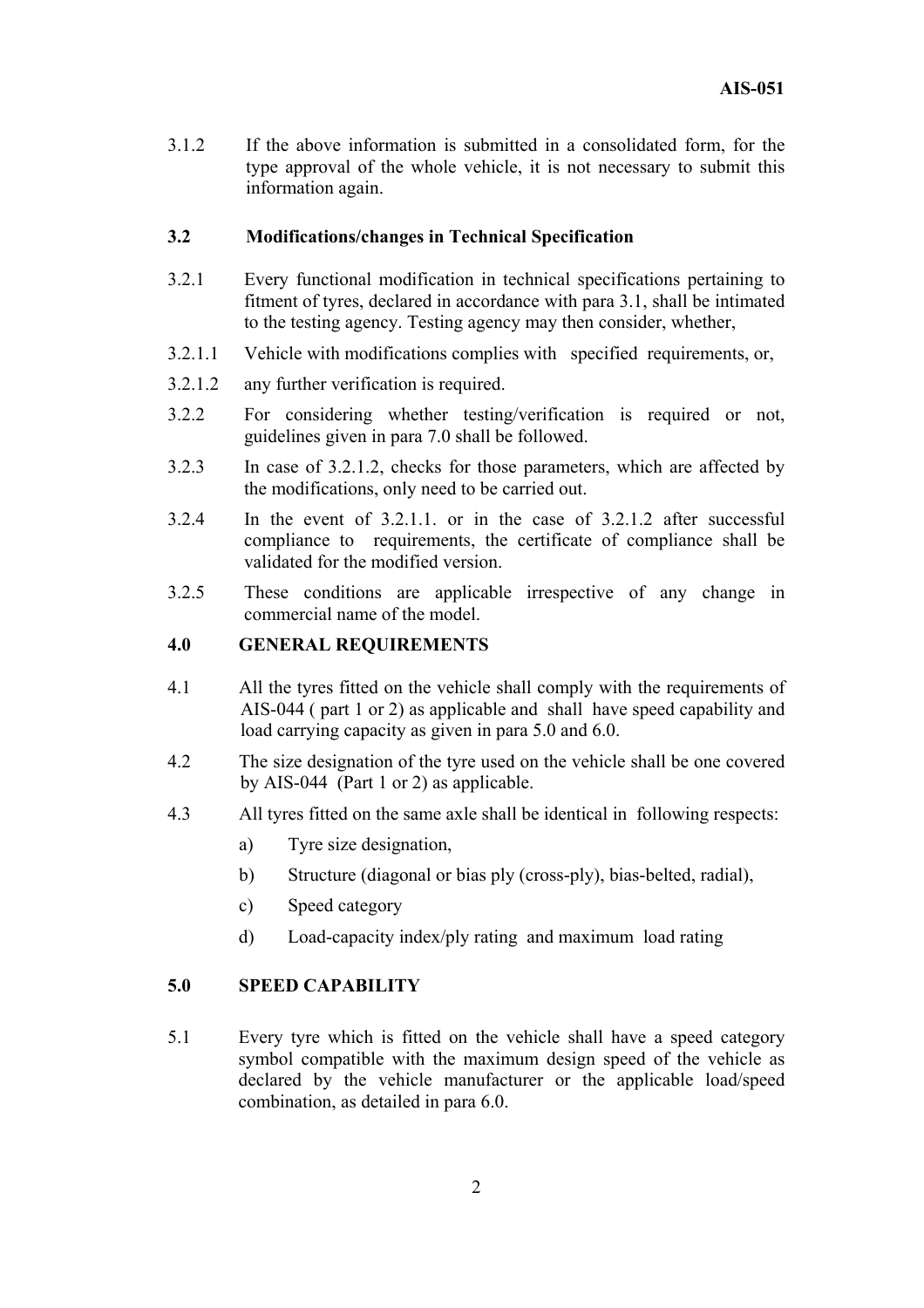3.1.2 If the above information is submitted in a consolidated form, for the type approval of the whole vehicle, it is not necessary to submit this information again.

### 3.2 Modifications/changes in Technical Specification

3.2.1 Every functional modification in technical specifications pertaining to fitment of tyres, declared in accordance with para 3.1, shall be intimated to the testing agency. Testing agency may then consider, whether,

3.2.1.1 Vehicle with modifications complies with specified requirements, or,

3.2.1.2 any further verification is required.

3.2.2 For considering whether testing/verification is required or not, guidelines given in para 7.0 shall be followed.

3.2.3 In case of 3.2.1.2, checks for those parameters, which are affected by the modifications, only need to be carried out.

3.2.4 In the event of 3.2.1.1. or in the case of 3.2.1.2 after successful compliance to requirements, the certificate of compliance shall be validated for the modified version.

3.2.5 These conditions are applicable irrespective of any change in commercial name of the model.

## 4.0 GENERAL REQUIREMENTS

4.1 All the tyres fitted on the vehicle shall comply with the requirements of AIS-044 ( part 1 or 2) as applicable and shall have speed capability and load carrying capacity as given in para 5.0 and 6.0.

4.2 The size designation of the tyre used on the vehicle shall be one covered by AIS-044 (Part 1 or 2) as applicable.

4.3 All tyres fitted on the same axle shall be identical in following respects:

a) Tyre size designation,

b) Structure (diagonal or bias ply (cross-ply), bias-belted, radial),

c) Speed category

d) Load-capacity index/ply rating and maximum load rating

## 5.0 SPEED CAPABILITY

5.1 Every tyre which is fitted on the vehicle shall have a speed category symbol compatible with the maximum design speed of the vehicle as declared by the vehicle manufacturer or the applicable load/speed combination, as detailed in para 6.0.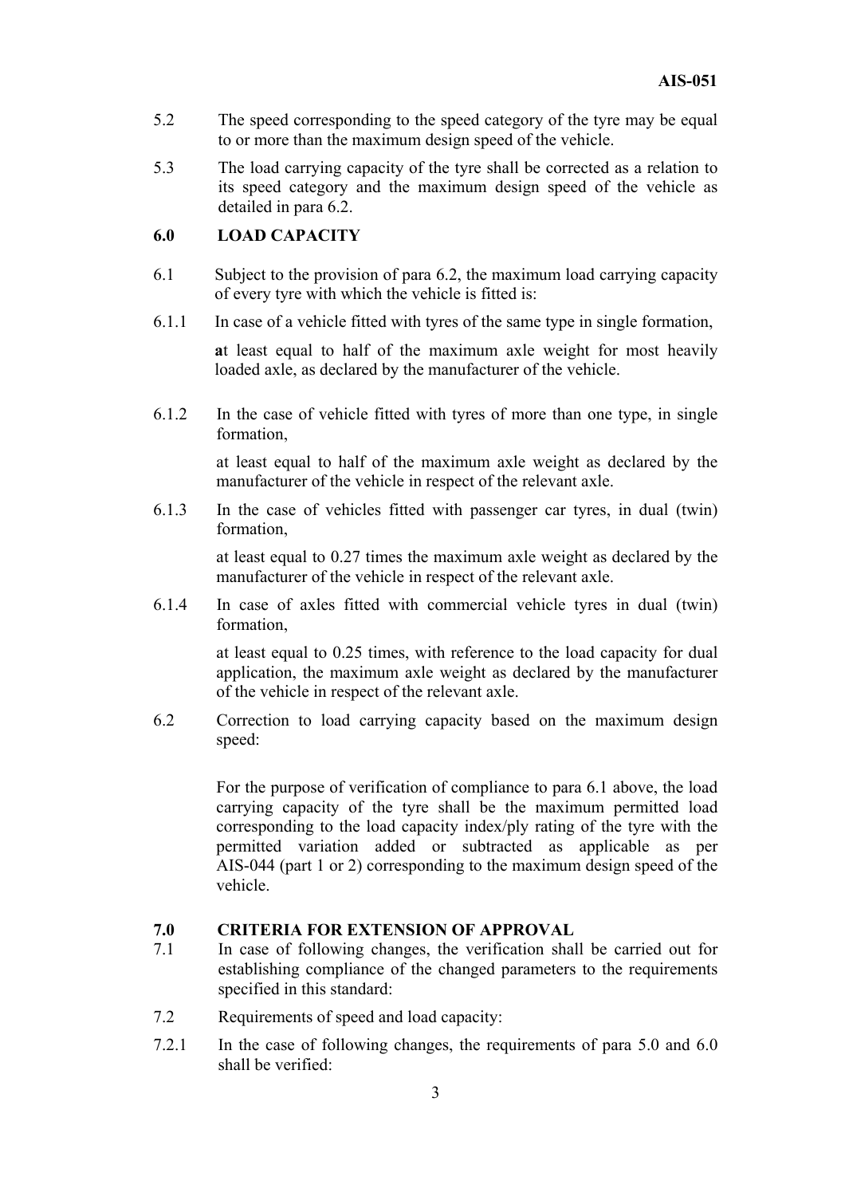5.2 The speed corresponding to the speed category of the tyre may be equal to or more than the maximum design speed of the vehicle.

5.3 The load carrying capacity of the tyre shall be corrected as a relation to its speed category and the maximum design speed of the vehicle as detailed in para 6.2.

## 6.0 LOAD CAPACITY

6.1 Subject to the provision of para 6.2, the maximum load carrying capacity of every tyre with which the vehicle is fitted is:

6.1.1 In case of a vehicle fitted with tyres of the same type in single formation,

at least equal to half of the maximum axle weight for most heavily loaded axle, as declared by the manufacturer of the vehicle.

6.1.2 In the case of vehicle fitted with tyres of more than one type, in single formation,

at least equal to half of the maximum axle weight as declared by the manufacturer of the vehicle in respect of the relevant axle.

6.1.3 In the case of vehicles fitted with passenger car tyres, in dual (twin) formation,

at least equal to 0.27 times the maximum axle weight as declared by the manufacturer of the vehicle in respect of the relevant axle.

6.1.4 In case of axles fitted with commercial vehicle tyres in dual (twin) formation,

at least equal to 0.25 times, with reference to the load capacity for dual application, the maximum axle weight as declared by the manufacturer of the vehicle in respect of the relevant axle.

6.2 Correction to load carrying capacity based on the maximum design speed:

For the purpose of verification of compliance to para 6.1 above, the load carrying capacity of the tyre shall be the maximum permitted load corresponding to the load capacity index/ply rating of the tyre with the permitted variation added or subtracted as applicable as per AIS-044 (part 1 or 2) corresponding to the maximum design speed of the vehicle.

## 7.0 CRITERIA FOR EXTENSION OF APPROVAL

7.1 In case of following changes, the verification shall be carried out for establishing compliance of the changed parameters to the requirements specified in this standard:

7.2 Requirements of speed and load capacity:

7.2.1 In the case of following changes, the requirements of para 5.0 and 6.0 shall be verified: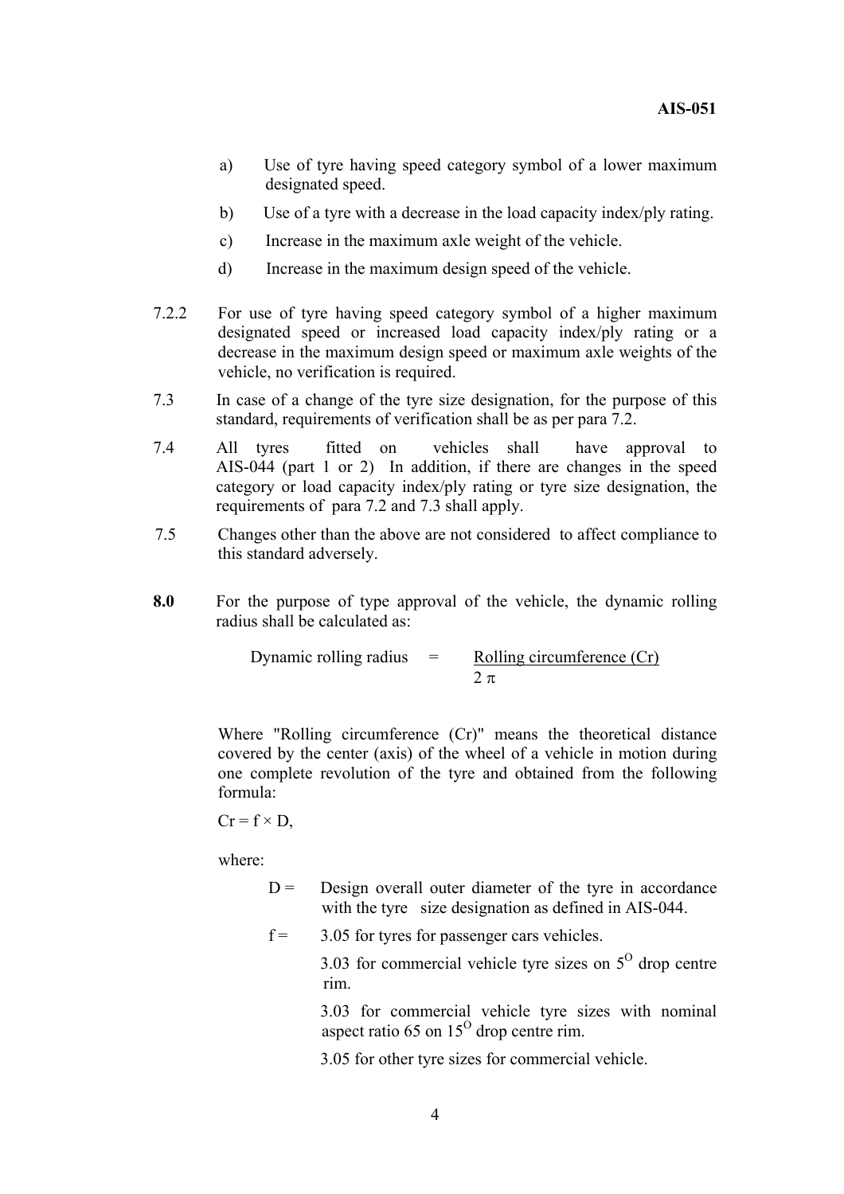a) Use of tyre having speed category symbol of a lower maximum designated speed.

b) Use of a tyre with a decrease in the load capacity index/ply rating.

c) Increase in the maximum axle weight of the vehicle.

d) Increase in the maximum design speed of the vehicle.

7.2.2 For use of tyre having speed category symbol of a higher maximum designated speed or increased load capacity index/ply rating or a decrease in the maximum design speed or maximum axle weights of the vehicle, no verification is required.

7.3 In case of a change of the tyre size designation, for the purpose of this standard, requirements of verification shall be as per para 7.2.

7.4 All tyres fitted on vehicles shall have approval to AIS-044 (part 1 or 2) In addition, if there are changes in the speed category or load capacity index/ply rating or tyre size designation, the requirements of para 7.2 and 7.3 shall apply.

7.5 Changes other than the above are not considered to affect compliance to this standard adversely.

**8.0** For the purpose of type approval of the vehicle, the dynamic rolling radius shall be calculated as:

$$\text{Dynamic rolling radius} = \frac{\text{Rolling circumference (Cr)}}{2\pi}$$

Where "Rolling circumference (Cr)" means the theoretical distance covered by the center (axis) of the wheel of a vehicle in motion during one complete revolution of the tyre and obtained from the following formula:

$Cr = f \times D$,

where:

D = Design overall outer diameter of the tyre in accordance with the tyre size designation as defined in AIS-044.

f = 3.05 for tyres for passenger cars vehicles.

3.03 for commercial vehicle tyre sizes on $5^{O}$ drop centre rim.

3.03 for commercial vehicle tyre sizes with nominal aspect ratio 65 on $15^{O}$ drop centre rim.

3.05 for other tyre sizes for commercial vehicle.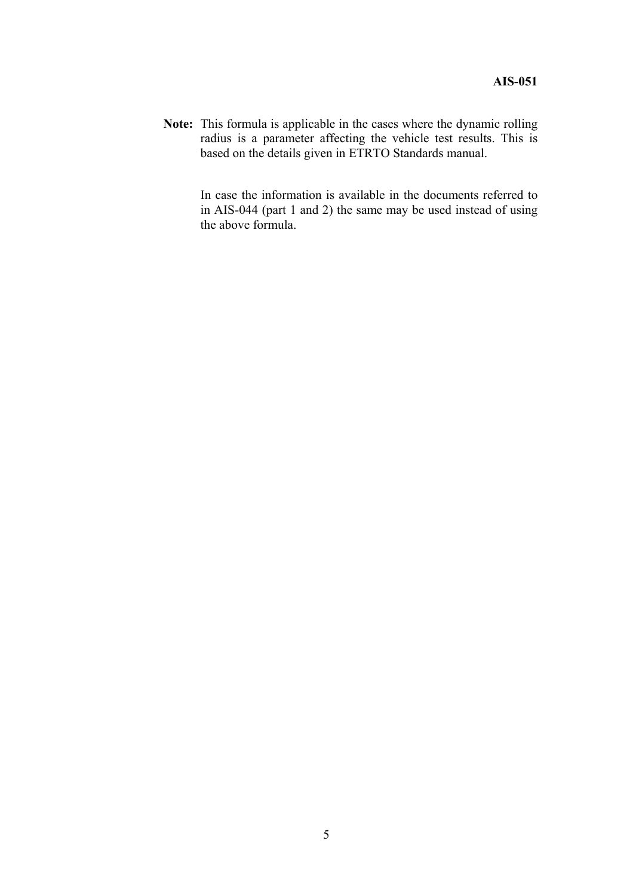**Note:** This formula is applicable in the cases where the dynamic rolling radius is a parameter affecting the vehicle test results. This is based on the details given in ETRTO Standards manual.

In case the information is available in the documents referred to in AIS-044 (part 1 and 2) the same may be used instead of using the above formula.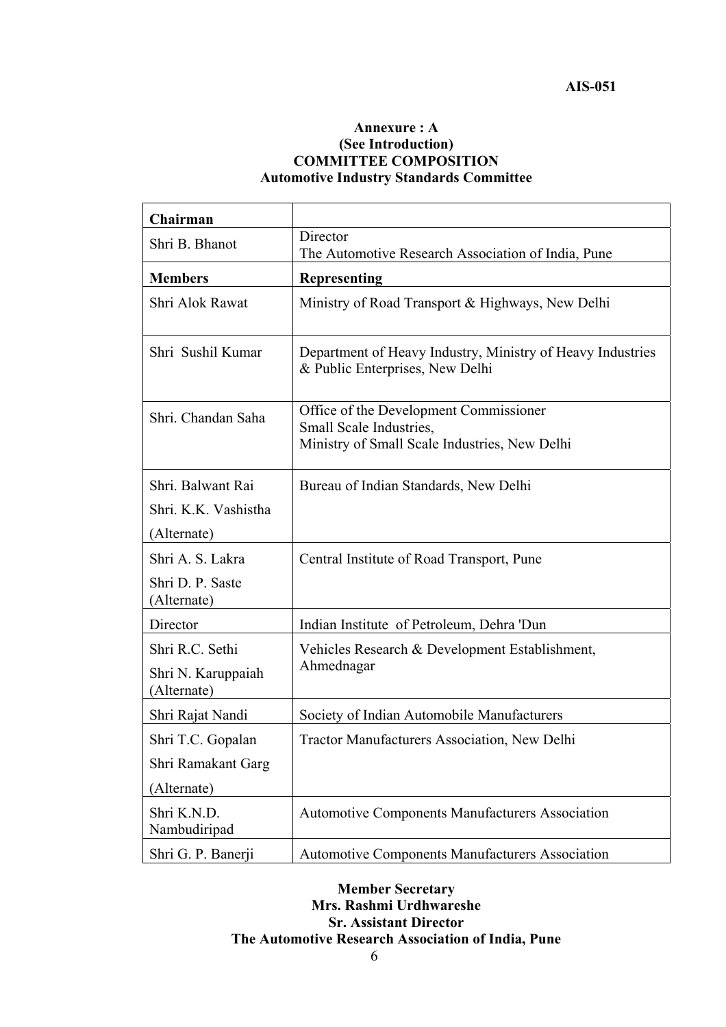**Annexure : A**
**(See Introduction)**
**COMMITTEE COMPOSITION**
**Automotive Industry Standards Committee**

| **Chairman** | |
|---|---|
| Shri B. Bhanot | Director<br>The Automotive Research Association of India, Pune |
| **Members** | **Representing** |
| Shri Alok Rawat | Ministry of Road Transport & Highways, New Delhi |
| Shri Sushil Kumar | Department of Heavy Industry, Ministry of Heavy Industries & Public Enterprises, New Delhi |
| Shri. Chandan Saha | Office of the Development Commissioner<br>Small Scale Industries,<br>Ministry of Small Scale Industries, New Delhi |
| Shri. Balwant Rai<br>Shri. K.K. Vashistha<br>(Alternate) | Bureau of Indian Standards, New Delhi |
| Shri A. S. Lakra<br>Shri D. P. Saste<br>(Alternate) | Central Institute of Road Transport, Pune |
| Director | Indian Institute of Petroleum, Dehra 'Dun |
| Shri R.C. Sethi<br>Shri N. Karuppaiah<br>(Alternate) | Vehicles Research & Development Establishment, Ahmednagar |
| Shri Rajat Nandi | Society of Indian Automobile Manufacturers |
| Shri T.C. Gopalan<br>Shri Ramakant Garg<br>(Alternate) | Tractor Manufacturers Association, New Delhi |
| Shri K.N.D. Nambudiripad | Automotive Components Manufacturers Association |
| Shri G. P. Banerji | Automotive Components Manufacturers Association |

**Member Secretary**
**Mrs. Rashmi Urdhwareshe**
**Sr. Assistant Director**
**The Automotive Research Association of India, Pune**